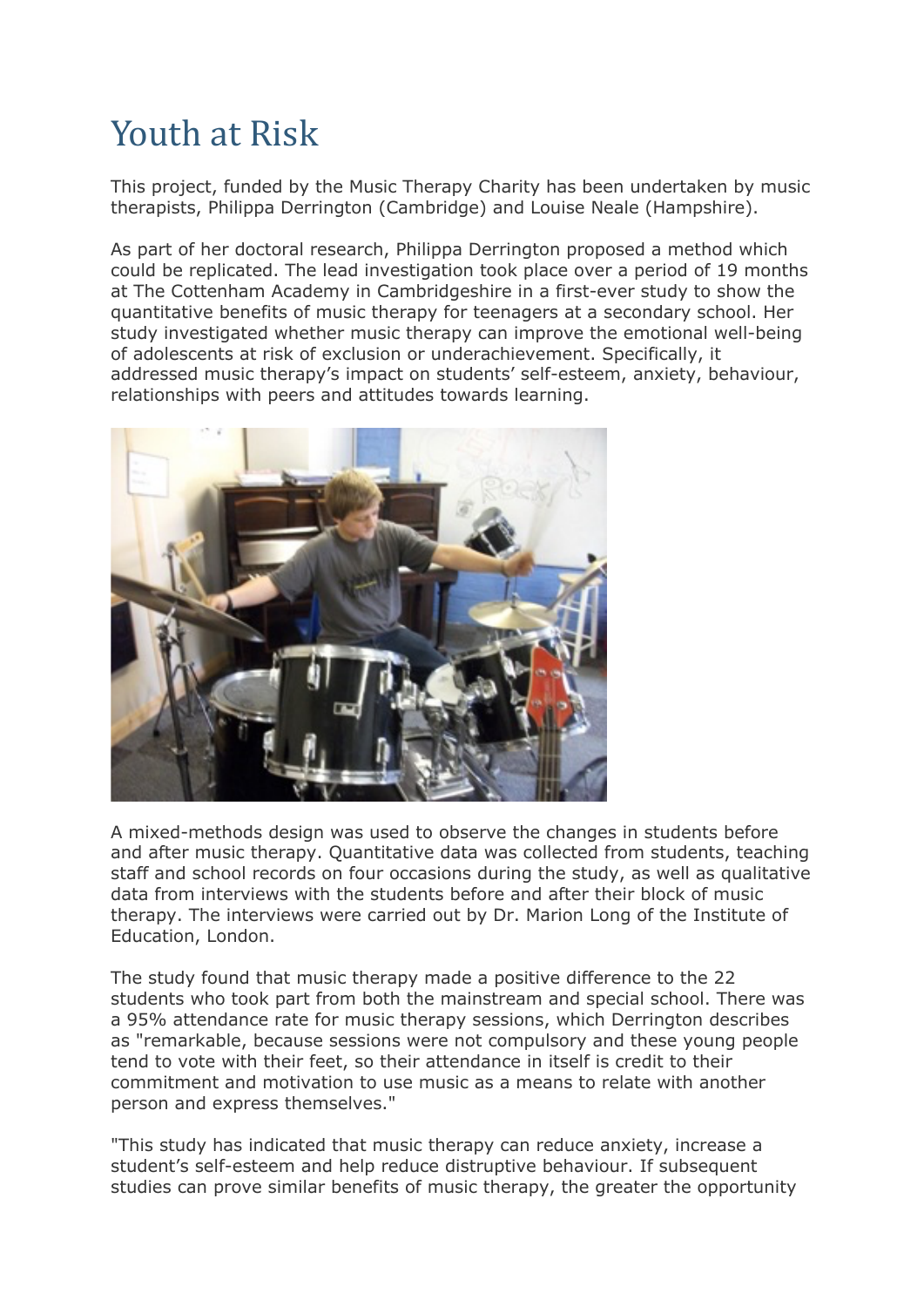# Youth at Risk

This project, funded by the Music Therapy Charity has been undertaken by music therapists, Philippa Derrington (Cambridge) and Louise Neale (Hampshire).

As part of her doctoral research, Philippa Derrington proposed a method which could be replicated. The lead investigation took place over a period of 19 months at The Cottenham Academy in Cambridgeshire in a first-ever study to show the quantitative benefits of music therapy for teenagers at a secondary school. Her study investigated whether music therapy can improve the emotional well-being of adolescents at risk of exclusion or underachievement. Specifically, it addressed music therapy's impact on students' self-esteem, anxiety, behaviour, relationships with peers and attitudes towards learning.

A mixed-methods design was used to observe the changes in students before and after music therapy. Quantitative data was collected from students, teaching staff and school records on four occasions during the study, as well as qualitative data from interviews with the students before and after their block of music therapy. The interviews were carried out by Dr. Marion Long of the Institute of Education, London.

The study found that music therapy made a positive difference to the 22 students who took part from both the mainstream and special school. There was a 95% attendance rate for music therapy sessions, which Derrington describes as "remarkable, because sessions were not compulsory and these young people tend to vote with their feet, so their attendance in itself is credit to their commitment and motivation to use music as a means to relate with another person and express themselves."

"This study has indicated that music therapy can reduce anxiety, increase a student's self-esteem and help reduce distruptive behaviour. If subsequent studies can prove similar benefits of music therapy, the greater the opportunity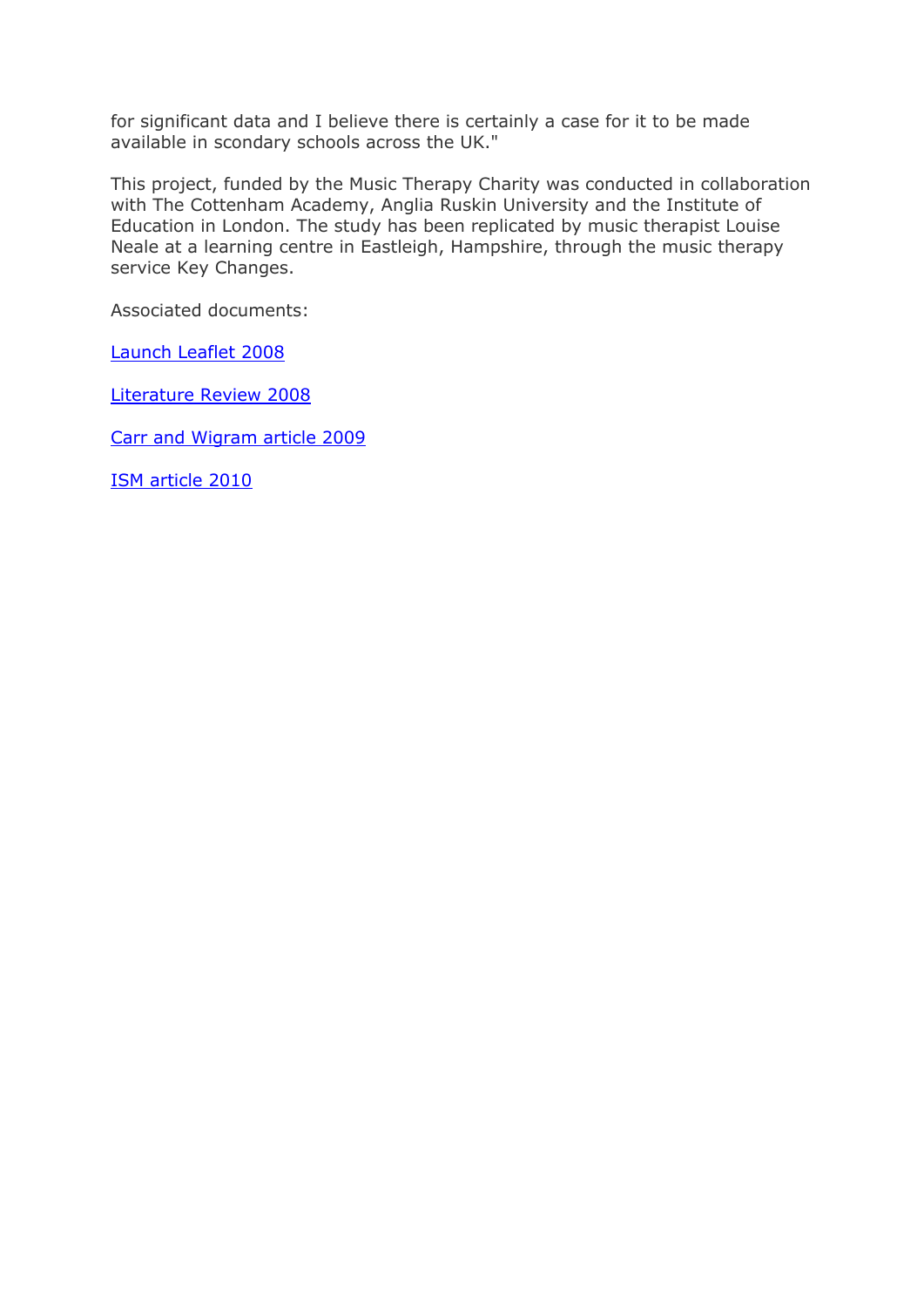for significant data and I believe there is certainly a case for it to be made available in scondary schools across the UK."

This project, funded by the Music Therapy Charity was conducted in collaboration with The Cottenham Academy, Anglia Ruskin University and the Institute of Education in London. The study has been replicated by music therapist Louise Neale at a learning centre in Eastleigh, Hampshire, through the music therapy service Key Changes.

Associated documents:

Launch Leaflet 2008

Literature Review 2008

Carr and Wigram article 2009

ISM article 2010